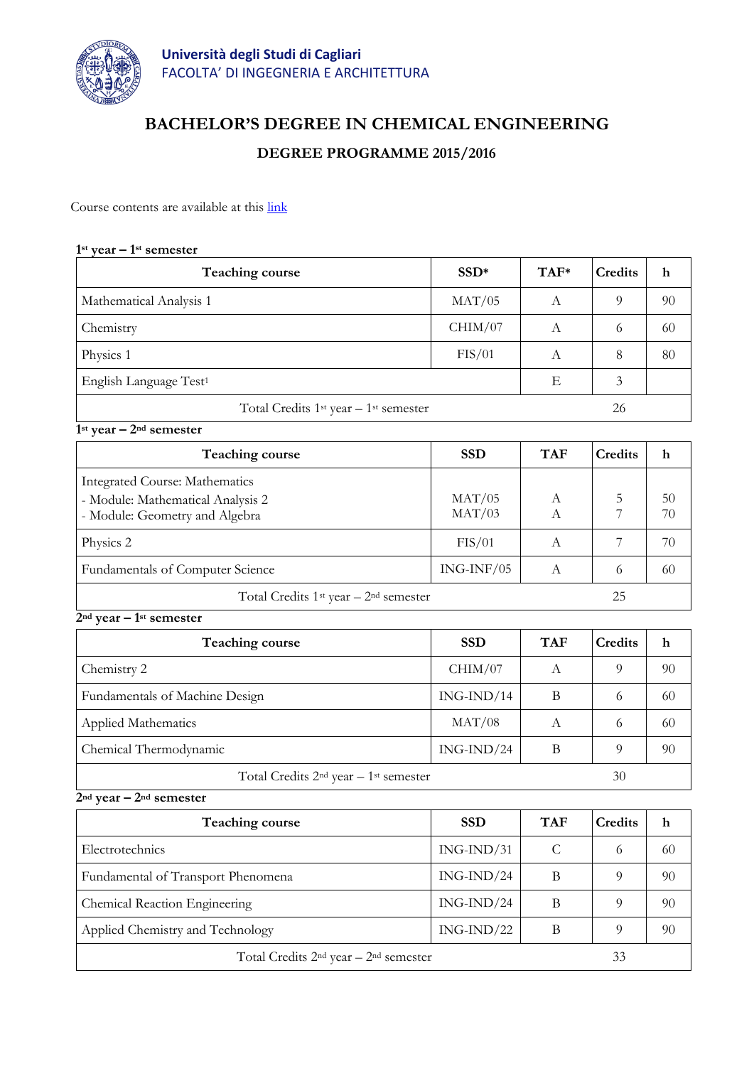**Università degli Studi di Cagliari**
FACOLTA' DI INGEGNERIA E ARCHITETTURA

# BACHELOR'S DEGREE IN CHEMICAL ENGINEERING

## DEGREE PROGRAMME 2015/2016

Course contents are available at this link

### 1st year – 1st semester

| Teaching course | SSD* | TAF* | Credits | h |
|---|---|---|---|---|
| Mathematical Analysis 1 | MAT/05 | A | 9 | 90 |
| Chemistry | CHIM/07 | A | 6 | 60 |
| Physics 1 | FIS/01 | A | 8 | 80 |
| English Language Test[1] | | E | 3 | |
| Total Credits 1st year – 1st semester | | | 26 | |

### 1st year – 2nd semester

| Teaching course | SSD | TAF | Credits | h |
|---|---|---|---|---|
| Integrated Course: Mathematics<br>- Module: Mathematical Analysis 2<br>- Module: Geometry and Algebra | MAT/05<br>MAT/03 | A<br>A | 5<br>7 | 50<br>70 |
| Physics 2 | FIS/01 | A | 7 | 70 |
| Fundamentals of Computer Science | ING-INF/05 | A | 6 | 60 |
| Total Credits 1st year – 2nd semester | | | 25 | |

### 2nd year – 1st semester

| Teaching course | SSD | TAF | Credits | h |
|---|---|---|---|---|
| Chemistry 2 | CHIM/07 | A | 9 | 90 |
| Fundamentals of Machine Design | ING-IND/14 | B | 6 | 60 |
| Applied Mathematics | MAT/08 | A | 6 | 60 |
| Chemical Thermodynamic | ING-IND/24 | B | 9 | 90 |
| Total Credits 2nd year – 1st semester | | | 30 | |

### 2nd year – 2nd semester

| Teaching course | SSD | TAF | Credits | h |
|---|---|---|---|---|
| Electrotechnics | ING-IND/31 | C | 6 | 60 |
| Fundamental of Transport Phenomena | ING-IND/24 | B | 9 | 90 |
| Chemical Reaction Engineering | ING-IND/24 | B | 9 | 90 |
| Applied Chemistry and Technology | ING-IND/22 | B | 9 | 90 |
| Total Credits 2nd year – 2nd semester | | | 33 | |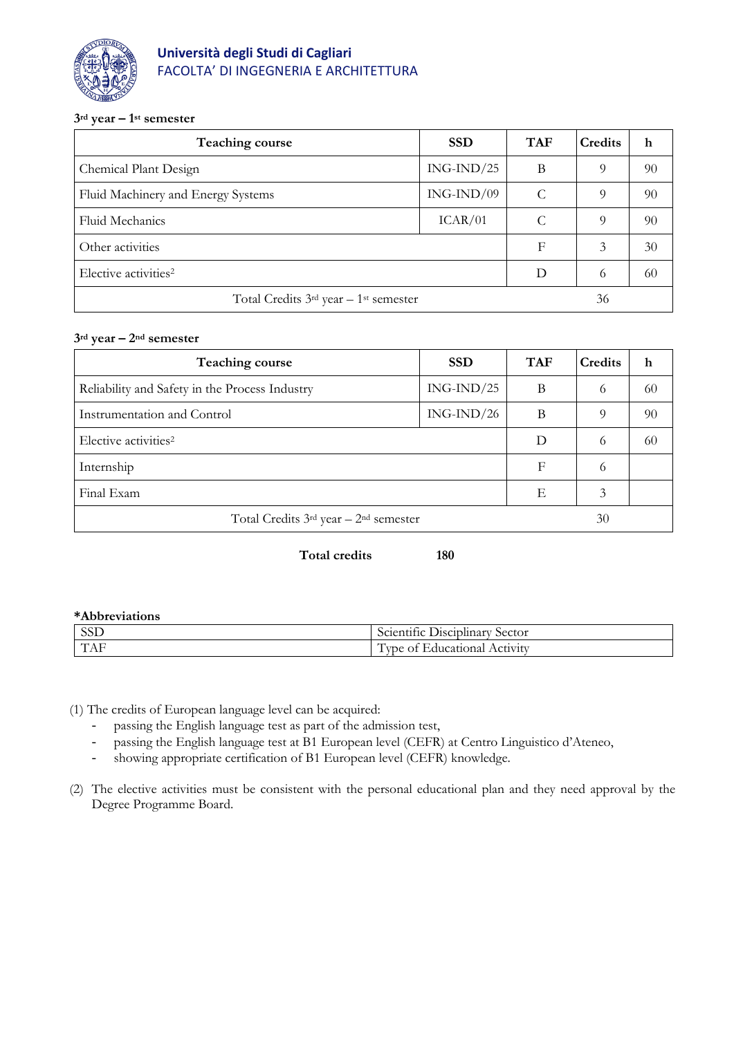**Università degli Studi di Cagliari**
FACOLTA' DI INGEGNERIA E ARCHITETTURA

### 3rd year – 1st semester

| Teaching course | SSD | TAF | Credits | h |
|---|---|---|---|---|
| Chemical Plant Design | ING-IND/25 | B | 9 | 90 |
| Fluid Machinery and Energy Systems | ING-IND/09 | C | 9 | 90 |
| Fluid Mechanics | ICAR/01 | C | 9 | 90 |
| Other activities | | F | 3 | 30 |
| Elective activities[2] | | D | 6 | 60 |
| Total Credits 3rd year – 1st semester | | | 36 | |

### 3rd year – 2nd semester

| Teaching course | SSD | TAF | Credits | h |
|---|---|---|---|---|
| Reliability and Safety in the Process Industry | ING-IND/25 | B | 6 | 60 |
| Instrumentation and Control | ING-IND/26 | B | 9 | 90 |
| Elective activities[2] | | D | 6 | 60 |
| Internship | | F | 6 | |
| Final Exam | | E | 3 | |
| Total Credits 3rd year – 2nd semester | | | 30 | |

**Total credits 180**

**\*Abbreviations**

| | |
|---|---|
| SSD | Scientific Disciplinary Sector |
| TAF | Type of Educational Activity |

(1) The credits of European language level can be acquired:
- passing the English language test as part of the admission test,
- passing the English language test at B1 European level (CEFR) at Centro Linguistico d'Ateneo,
- showing appropriate certification of B1 European level (CEFR) knowledge.

(2) The elective activities must be consistent with the personal educational plan and they need approval by the Degree Programme Board.